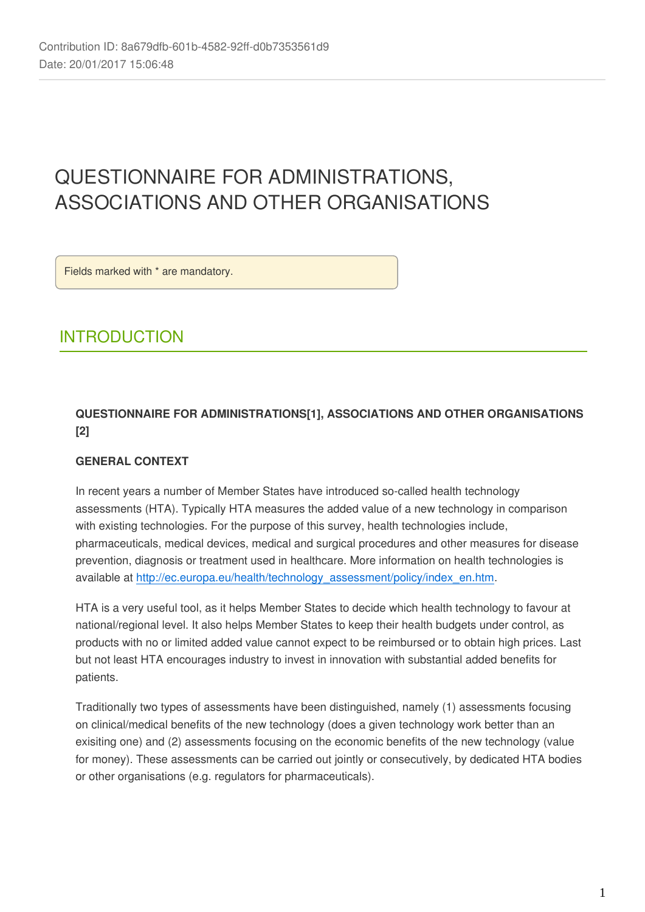Contribution ID: 8a679dfb-601b-4582-92ff-d0b7353561d9
Date: 20/01/2017 15:06:48

# QUESTIONNAIRE FOR ADMINISTRATIONS, ASSOCIATIONS AND OTHER ORGANISATIONS

Fields marked with * are mandatory.

## INTRODUCTION

**QUESTIONNAIRE FOR ADMINISTRATIONS[1], ASSOCIATIONS AND OTHER ORGANISATIONS [2]**

**GENERAL CONTEXT**

In recent years a number of Member States have introduced so-called health technology assessments (HTA). Typically HTA measures the added value of a new technology in comparison with existing technologies. For the purpose of this survey, health technologies include, pharmaceuticals, medical devices, medical and surgical procedures and other measures for disease prevention, diagnosis or treatment used in healthcare. More information on health technologies is available at http://ec.europa.eu/health/technology_assessment/policy/index_en.htm.

HTA is a very useful tool, as it helps Member States to decide which health technology to favour at national/regional level. It also helps Member States to keep their health budgets under control, as products with no or limited added value cannot expect to be reimbursed or to obtain high prices. Last but not least HTA encourages industry to invest in innovation with substantial added benefits for patients.

Traditionally two types of assessments have been distinguished, namely (1) assessments focusing on clinical/medical benefits of the new technology (does a given technology work better than an exisiting one) and (2) assessments focusing on the economic benefits of the new technology (value for money). These assessments can be carried out jointly or consecutively, by dedicated HTA bodies or other organisations (e.g. regulators for pharmaceuticals).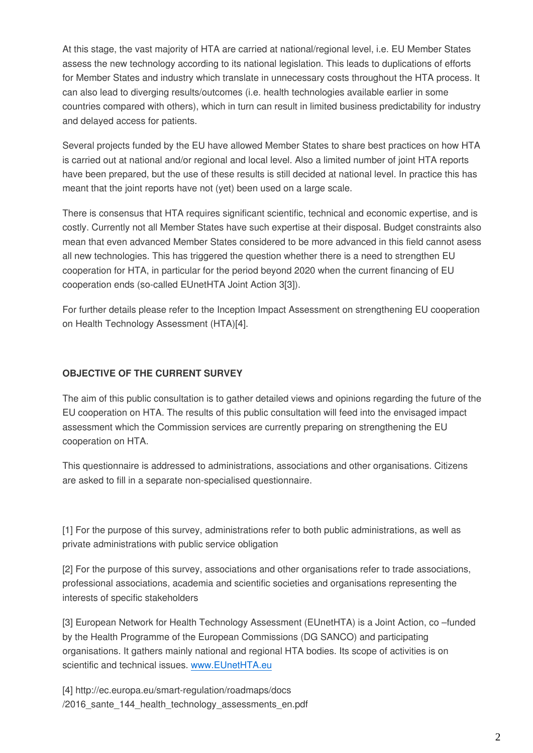At this stage, the vast majority of HTA are carried at national/regional level, i.e. EU Member States assess the new technology according to its national legislation. This leads to duplications of efforts for Member States and industry which translate in unnecessary costs throughout the HTA process. It can also lead to diverging results/outcomes (i.e. health technologies available earlier in some countries compared with others), which in turn can result in limited business predictability for industry and delayed access for patients.

Several projects funded by the EU have allowed Member States to share best practices on how HTA is carried out at national and/or regional and local level. Also a limited number of joint HTA reports have been prepared, but the use of these results is still decided at national level. In practice this has meant that the joint reports have not (yet) been used on a large scale.

There is consensus that HTA requires significant scientific, technical and economic expertise, and is costly. Currently not all Member States have such expertise at their disposal. Budget constraints also mean that even advanced Member States considered to be more advanced in this field cannot asess all new technologies. This has triggered the question whether there is a need to strengthen EU cooperation for HTA, in particular for the period beyond 2020 when the current financing of EU cooperation ends (so-called EUnetHTA Joint Action 3[3]).

For further details please refer to the Inception Impact Assessment on strengthening EU cooperation on Health Technology Assessment (HTA)[4].

**OBJECTIVE OF THE CURRENT SURVEY**

The aim of this public consultation is to gather detailed views and opinions regarding the future of the EU cooperation on HTA. The results of this public consultation will feed into the envisaged impact assessment which the Commission services are currently preparing on strengthening the EU cooperation on HTA.

This questionnaire is addressed to administrations, associations and other organisations. Citizens are asked to fill in a separate non-specialised questionnaire.

[1] For the purpose of this survey, administrations refer to both public administrations, as well as private administrations with public service obligation

[2] For the purpose of this survey, associations and other organisations refer to trade associations, professional associations, academia and scientific societies and organisations representing the interests of specific stakeholders

[3] European Network for Health Technology Assessment (EUnetHTA) is a Joint Action, co –funded by the Health Programme of the European Commissions (DG SANCO) and participating organisations. It gathers mainly national and regional HTA bodies. Its scope of activities is on scientific and technical issues. [www.EUnetHTA.eu](http://www.EUnetHTA.eu)

[4] http://ec.europa.eu/smart-regulation/roadmaps/docs/2016_sante_144_health_technology_assessments_en.pdf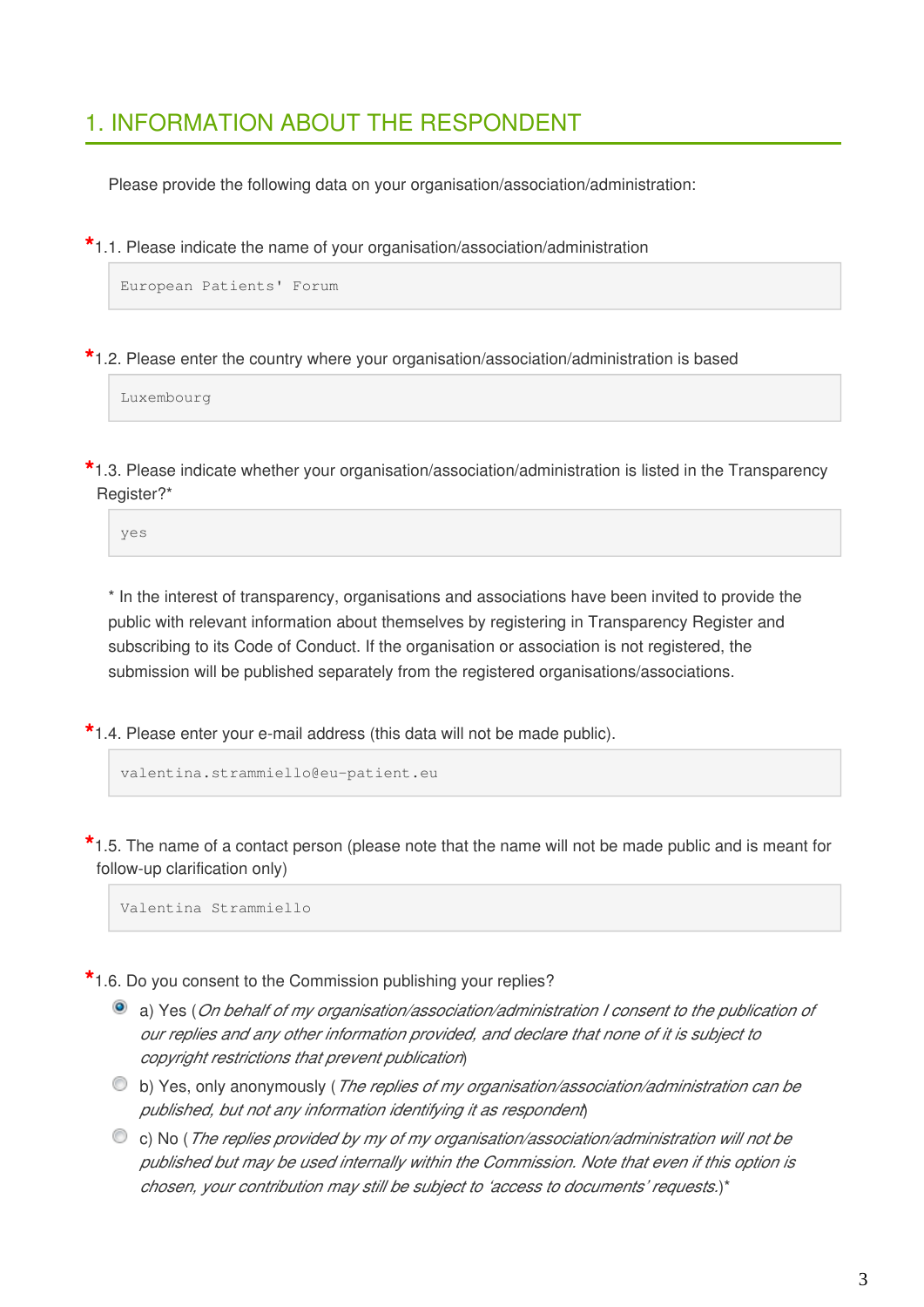## 1. INFORMATION ABOUT THE RESPONDENT

Please provide the following data on your organisation/association/administration:

*1.1. Please indicate the name of your organisation/association/administration

```
European Patients' Forum
```

*1.2. Please enter the country where your organisation/association/administration is based

```
Luxembourg
```

*1.3. Please indicate whether your organisation/association/administration is listed in the Transparency Register?*

```
yes
```

* In the interest of transparency, organisations and associations have been invited to provide the public with relevant information about themselves by registering in Transparency Register and subscribing to its Code of Conduct. If the organisation or association is not registered, the submission will be published separately from the registered organisations/associations.

*1.4. Please enter your e-mail address (this data will not be made public).

```
valentina.strammiello@eu-patient.eu
```

*1.5. The name of a contact person (please note that the name will not be made public and is meant for follow-up clarification only)

```
Valentina Strammiello
```

*1.6. Do you consent to the Commission publishing your replies?

- (x) a) Yes (*On behalf of my organisation/association/administration I consent to the publication of our replies and any other information provided, and declare that none of it is subject to copyright restrictions that prevent publication*)
- ( ) b) Yes, only anonymously ( *The replies of my organisation/association/administration can be published, but not any information identifying it as respondent*)
- ( ) c) No ( *The replies provided by my of my organisation/association/administration will not be published but may be used internally within the Commission. Note that even if this option is chosen, your contribution may still be subject to 'access to documents' requests.*)*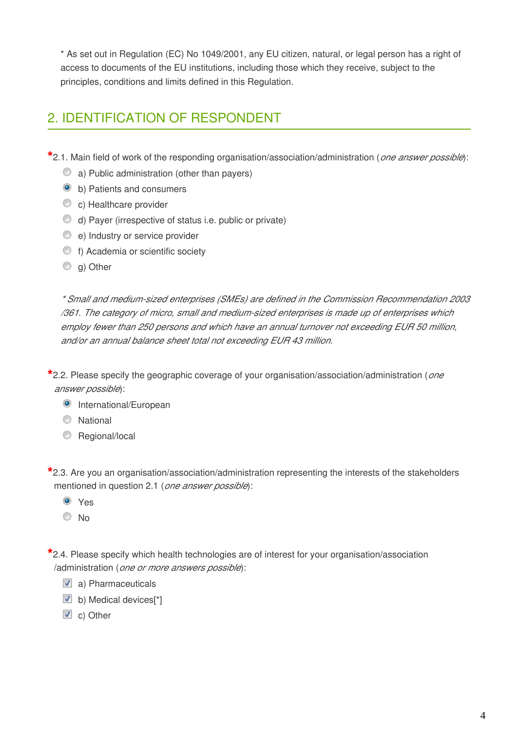* As set out in Regulation (EC) No 1049/2001, any EU citizen, natural, or legal person has a right of access to documents of the EU institutions, including those which they receive, subject to the principles, conditions and limits defined in this Regulation.

## 2. IDENTIFICATION OF RESPONDENT

*2.1. Main field of work of the responding organisation/association/administration (*one answer possible*):

- ○ a) Public administration (other than payers)
- ◉ b) Patients and consumers
- ○ c) Healthcare provider
- ○ d) Payer (irrespective of status i.e. public or private)
- ○ e) Industry or service provider
- ○ f) Academia or scientific society
- ○ g) Other

*\* Small and medium-sized enterprises (SMEs) are defined in the Commission Recommendation 2003/361. The category of micro, small and medium-sized enterprises is made up of enterprises which employ fewer than 250 persons and which have an annual turnover not exceeding EUR 50 million, and/or an annual balance sheet total not exceeding EUR 43 million.*

*2.2. Please specify the geographic coverage of your organisation/association/administration (*one answer possible*):

- ◉ International/European
- ○ National
- ○ Regional/local

*2.3. Are you an organisation/association/administration representing the interests of the stakeholders mentioned in question 2.1 (*one answer possible*):

- ◉ Yes
- ○ No

*2.4. Please specify which health technologies are of interest for your organisation/association/administration (*one or more answers possible*):

- ☑ a) Pharmaceuticals
- ☑ b) Medical devices[*]
- ☑ c) Other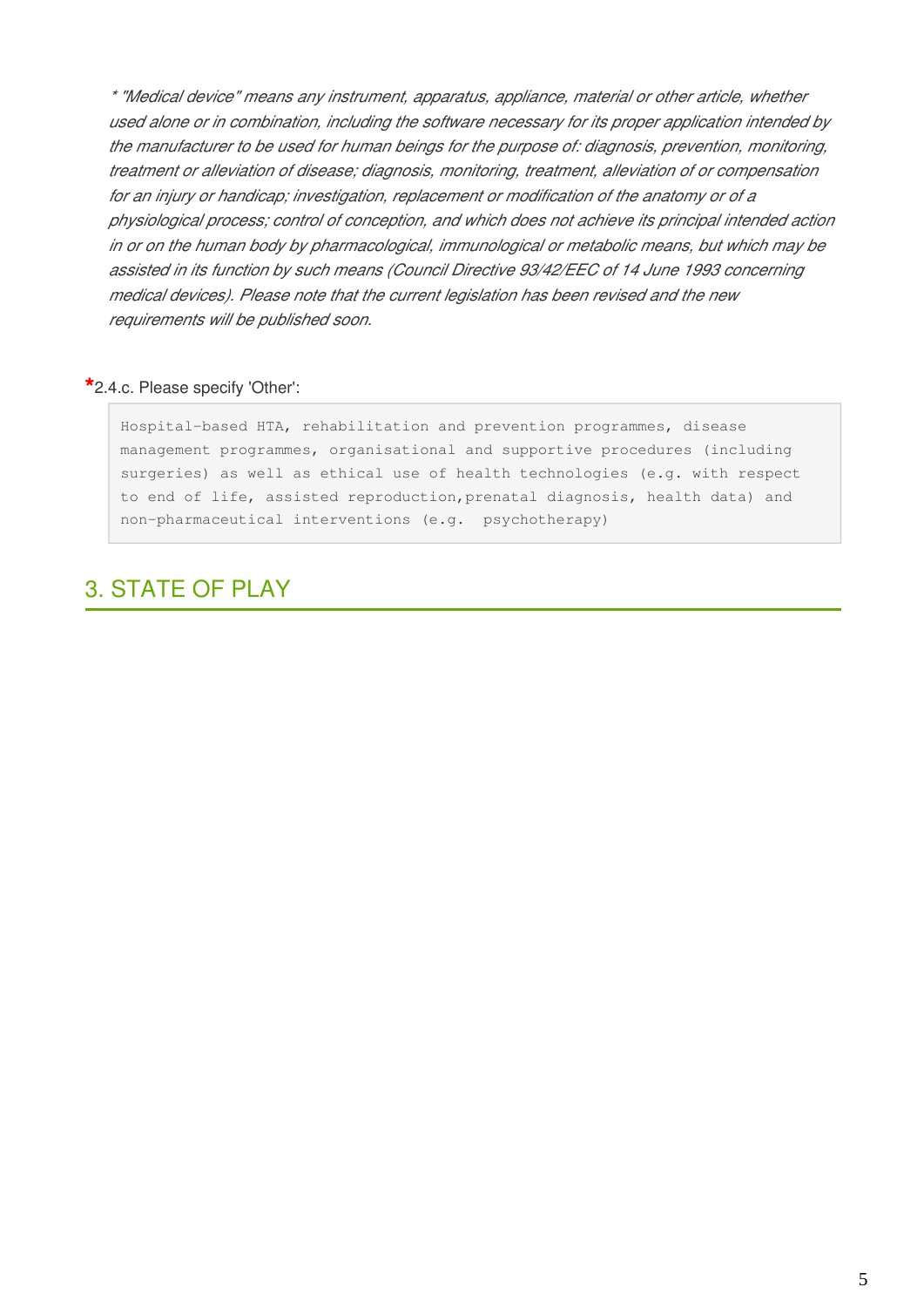*\* "Medical device" means any instrument, apparatus, appliance, material or other article, whether used alone or in combination, including the software necessary for its proper application intended by the manufacturer to be used for human beings for the purpose of: diagnosis, prevention, monitoring, treatment or alleviation of disease; diagnosis, monitoring, treatment, alleviation of or compensation for an injury or handicap; investigation, replacement or modification of the anatomy or of a physiological process; control of conception, and which does not achieve its principal intended action in or on the human body by pharmacological, immunological or metabolic means, but which may be assisted in its function by such means (Council Directive 93/42/EEC of 14 June 1993 concerning medical devices). Please note that the current legislation has been revised and the new requirements will be published soon.*

***2.4.c. Please specify 'Other':**

```
Hospital-based HTA, rehabilitation and prevention programmes, disease
management programmes, organisational and supportive procedures (including
surgeries) as well as ethical use of health technologies (e.g. with respect
to end of life, assisted reproduction,prenatal diagnosis, health data) and
non-pharmaceutical interventions (e.g.  psychotherapy)
```

## 3. STATE OF PLAY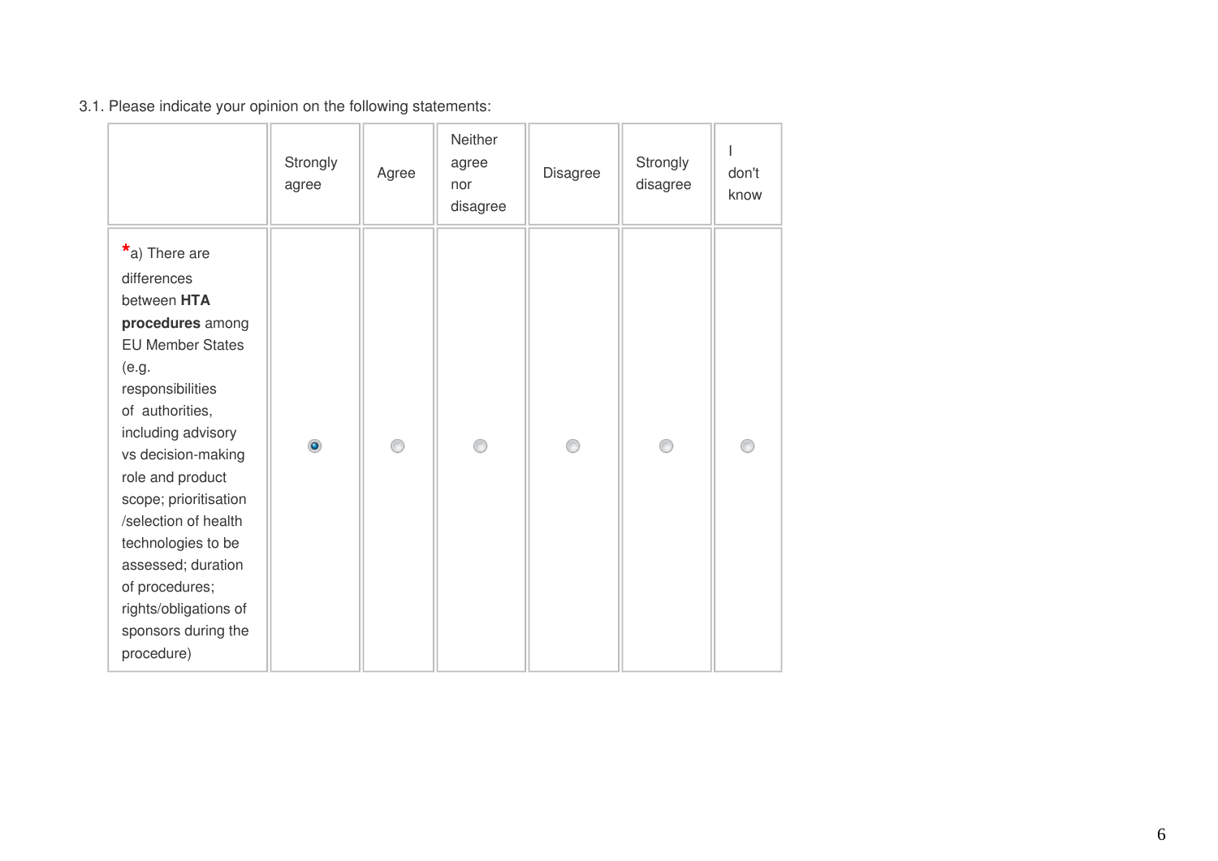3.1. Please indicate your opinion on the following statements:

| | Strongly agree | Agree | Neither agree nor disagree | Disagree | Strongly disagree | I don't know |
|---|---|---|---|---|---|---|
| *a) There are differences between **HTA procedures** among EU Member States (e.g. responsibilities of authorities, including advisory vs decision-making role and product scope; prioritisation /selection of health technologies to be assessed; duration of procedures; rights/obligations of sponsors during the procedure) | ◉ | ○ | ○ | ○ | ○ | ○ |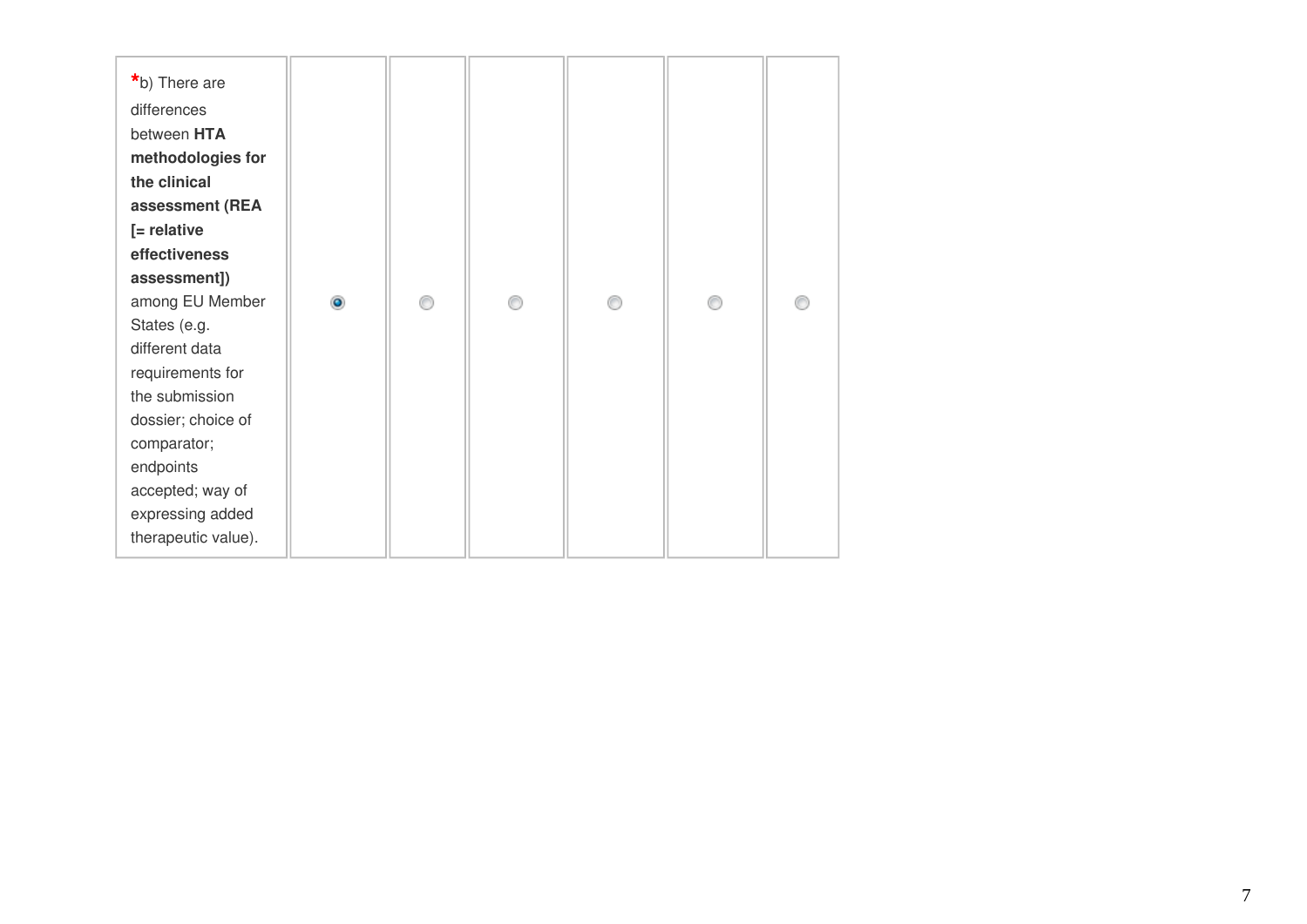| | | | | | | |
|---|---|---|---|---|---|---|
| *b) There are differences between **HTA methodologies for the clinical assessment (REA [= relative effectiveness assessment])** among EU Member States (e.g. different data requirements for the submission dossier; choice of comparator; endpoints accepted; way of expressing added therapeutic value). | ◉ | ○ | ○ | ○ | ○ | ○ |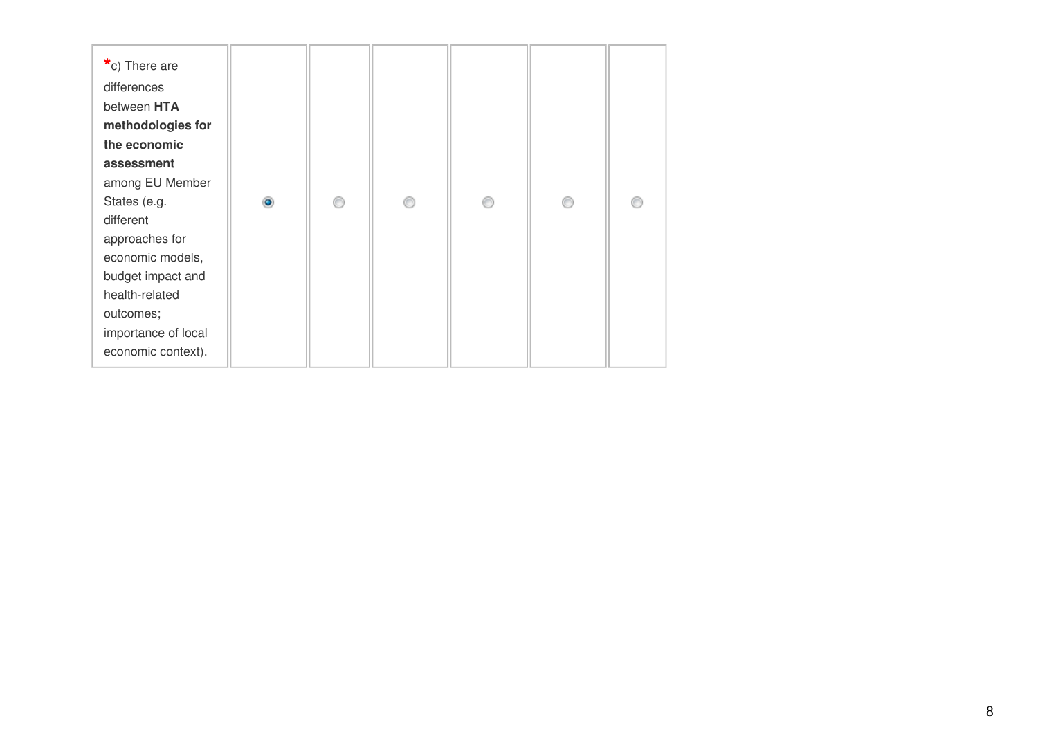| | | | | | | |
|---|---|---|---|---|---|---|
| *c) There are differences between **HTA methodologies for the economic assessment** among EU Member States (e.g. different approaches for economic models, budget impact and health-related outcomes; importance of local economic context). | ◉ | ○ | ○ | ○ | ○ | ○ |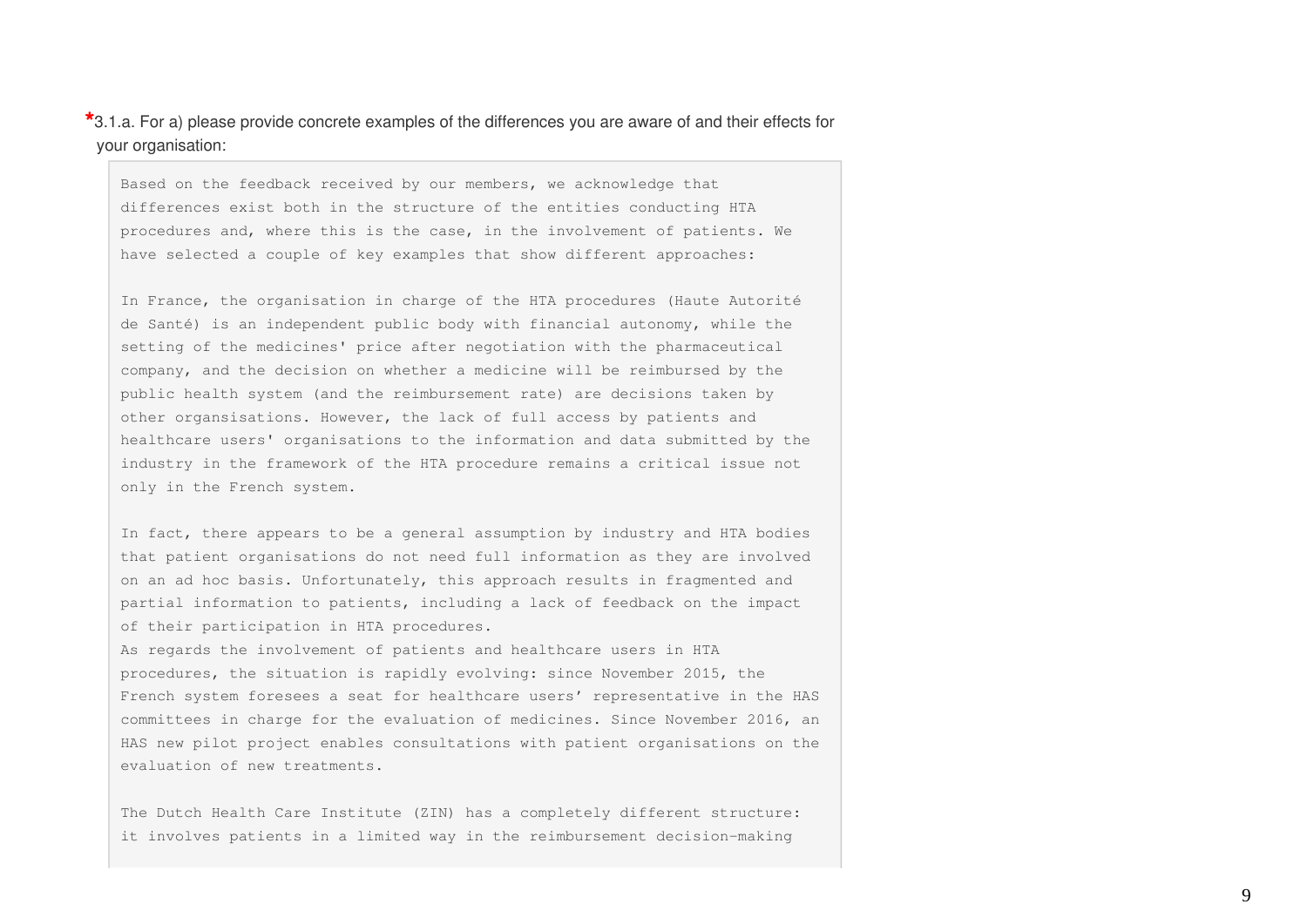*3.1.a. For a) please provide concrete examples of the differences you are aware of and their effects for your organisation:

Based on the feedback received by our members, we acknowledge that differences exist both in the structure of the entities conducting HTA procedures and, where this is the case, in the involvement of patients. We have selected a couple of key examples that show different approaches:

In France, the organisation in charge of the HTA procedures (Haute Autorité de Santé) is an independent public body with financial autonomy, while the setting of the medicines' price after negotiation with the pharmaceutical company, and the decision on whether a medicine will be reimbursed by the public health system (and the reimbursement rate) are decisions taken by other organsisations. However, the lack of full access by patients and healthcare users' organisations to the information and data submitted by the industry in the framework of the HTA procedure remains a critical issue not only in the French system.

In fact, there appears to be a general assumption by industry and HTA bodies that patient organisations do not need full information as they are involved on an ad hoc basis. Unfortunately, this approach results in fragmented and partial information to patients, including a lack of feedback on the impact of their participation in HTA procedures.
As regards the involvement of patients and healthcare users in HTA procedures, the situation is rapidly evolving: since November 2015, the French system foresees a seat for healthcare users' representative in the HAS committees in charge for the evaluation of medicines. Since November 2016, an HAS new pilot project enables consultations with patient organisations on the evaluation of new treatments.

The Dutch Health Care Institute (ZIN) has a completely different structure: it involves patients in a limited way in the reimbursement decision-making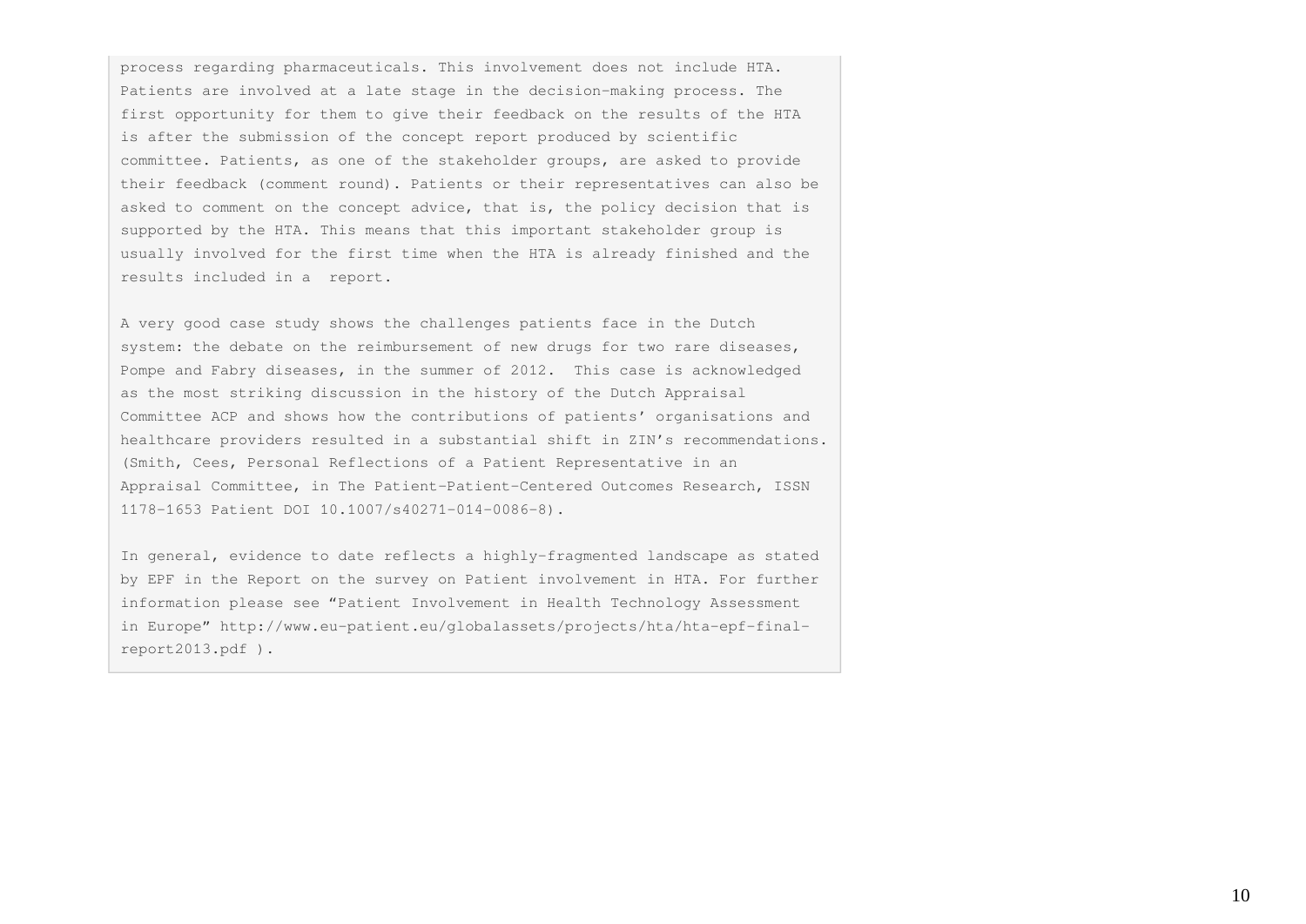process regarding pharmaceuticals. This involvement does not include HTA. Patients are involved at a late stage in the decision-making process. The first opportunity for them to give their feedback on the results of the HTA is after the submission of the concept report produced by scientific committee. Patients, as one of the stakeholder groups, are asked to provide their feedback (comment round). Patients or their representatives can also be asked to comment on the concept advice, that is, the policy decision that is supported by the HTA. This means that this important stakeholder group is usually involved for the first time when the HTA is already finished and the results included in a report.

A very good case study shows the challenges patients face in the Dutch system: the debate on the reimbursement of new drugs for two rare diseases, Pompe and Fabry diseases, in the summer of 2012. This case is acknowledged as the most striking discussion in the history of the Dutch Appraisal Committee ACP and shows how the contributions of patients' organisations and healthcare providers resulted in a substantial shift in ZIN's recommendations. (Smith, Cees, Personal Reflections of a Patient Representative in an Appraisal Committee, in The Patient-Patient-Centered Outcomes Research, ISSN 1178-1653 Patient DOI 10.1007/s40271-014-0086-8).

In general, evidence to date reflects a highly-fragmented landscape as stated by EPF in the Report on the survey on Patient involvement in HTA. For further information please see "Patient Involvement in Health Technology Assessment in Europe" http://www.eu-patient.eu/globalassets/projects/hta/hta-epf-final-report2013.pdf ).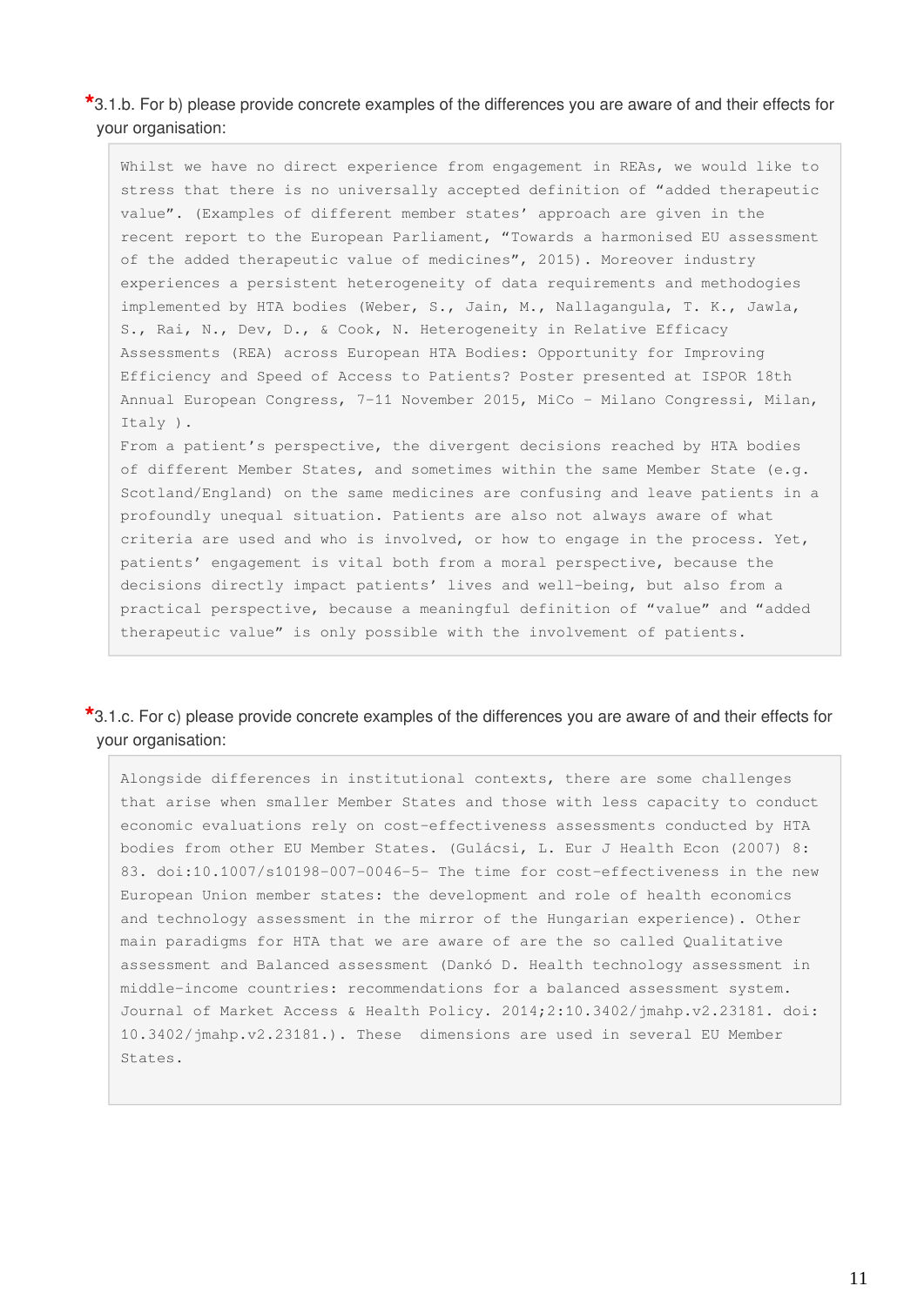*3.1.b. For b) please provide concrete examples of the differences you are aware of and their effects for your organisation:

Whilst we have no direct experience from engagement in REAs, we would like to stress that there is no universally accepted definition of “added therapeutic value”. (Examples of different member states’ approach are given in the recent report to the European Parliament, “Towards a harmonised EU assessment of the added therapeutic value of medicines”, 2015). Moreover industry experiences a persistent heterogeneity of data requirements and methodogies implemented by HTA bodies (Weber, S., Jain, M., Nallagangula, T. K., Jawla, S., Rai, N., Dev, D., & Cook, N. Heterogeneity in Relative Efficacy Assessments (REA) across European HTA Bodies: Opportunity for Improving Efficiency and Speed of Access to Patients? Poster presented at ISPOR 18th Annual European Congress, 7-11 November 2015, MiCo - Milano Congressi, Milan, Italy ).
From a patient’s perspective, the divergent decisions reached by HTA bodies of different Member States, and sometimes within the same Member State (e.g. Scotland/England) on the same medicines are confusing and leave patients in a profoundly unequal situation. Patients are also not always aware of what criteria are used and who is involved, or how to engage in the process. Yet, patients’ engagement is vital both from a moral perspective, because the decisions directly impact patients’ lives and well-being, but also from a practical perspective, because a meaningful definition of “value” and “added therapeutic value” is only possible with the involvement of patients.

*3.1.c. For c) please provide concrete examples of the differences you are aware of and their effects for your organisation:

Alongside differences in institutional contexts, there are some challenges that arise when smaller Member States and those with less capacity to conduct economic evaluations rely on cost-effectiveness assessments conducted by HTA bodies from other EU Member States. (Gulácsi, L. Eur J Health Econ (2007) 8: 83. doi:10.1007/s10198-007-0046-5- The time for cost-effectiveness in the new European Union member states: the development and role of health economics and technology assessment in the mirror of the Hungarian experience). Other main paradigms for HTA that we are aware of are the so called Qualitative assessment and Balanced assessment (Dankó D. Health technology assessment in middle-income countries: recommendations for a balanced assessment system. Journal of Market Access & Health Policy. 2014;2:10.3402/jmahp.v2.23181. doi: 10.3402/jmahp.v2.23181.). These dimensions are used in several EU Member States.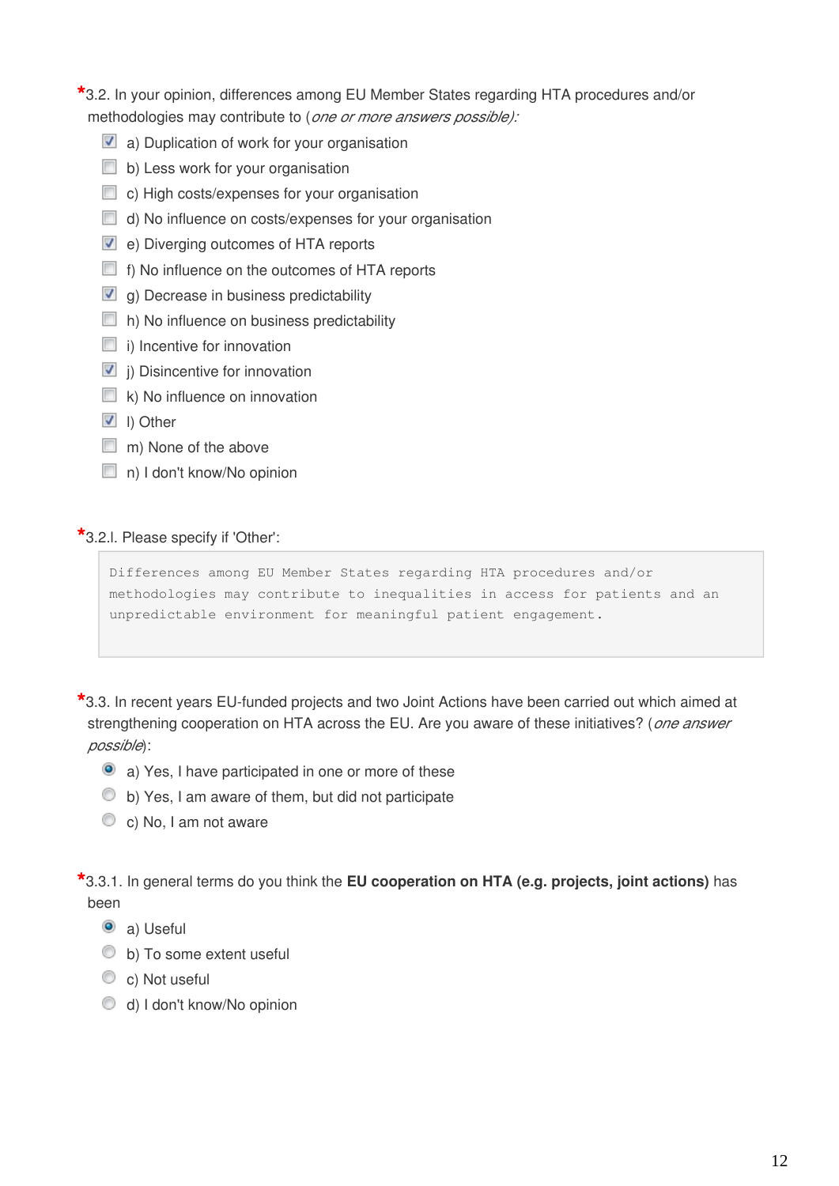*3.2. In your opinion, differences among EU Member States regarding HTA procedures and/or methodologies may contribute to (*one or more answers possible):*

- [x] a) Duplication of work for your organisation
- [ ] b) Less work for your organisation
- [ ] c) High costs/expenses for your organisation
- [ ] d) No influence on costs/expenses for your organisation
- [x] e) Diverging outcomes of HTA reports
- [ ] f) No influence on the outcomes of HTA reports
- [x] g) Decrease in business predictability
- [ ] h) No influence on business predictability
- [ ] i) Incentive for innovation
- [x] j) Disincentive for innovation
- [ ] k) No influence on innovation
- [x] l) Other
- [ ] m) None of the above
- [ ] n) I don't know/No opinion

*3.2.l. Please specify if 'Other':

```
Differences among EU Member States regarding HTA procedures and/or
methodologies may contribute to inequalities in access for patients and an
unpredictable environment for meaningful patient engagement.
```

*3.3. In recent years EU-funded projects and two Joint Actions have been carried out which aimed at strengthening cooperation on HTA across the EU. Are you aware of these initiatives? (*one answer possible*):

- (●) a) Yes, I have participated in one or more of these
- ( ) b) Yes, I am aware of them, but did not participate
- ( ) c) No, I am not aware

*3.3.1. In general terms do you think the **EU cooperation on HTA (e.g. projects, joint actions)** has been

- (●) a) Useful
- ( ) b) To some extent useful
- ( ) c) Not useful
- ( ) d) I don't know/No opinion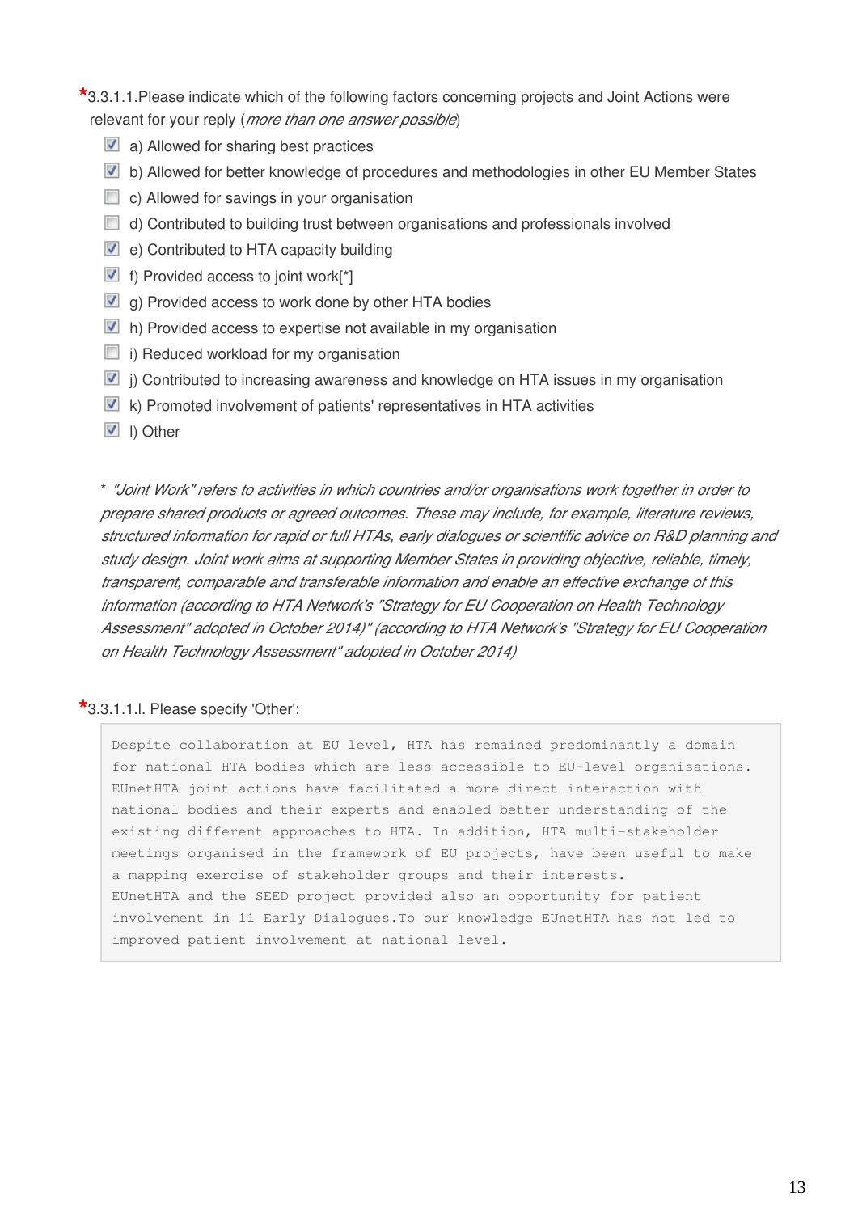*3.3.1.1.Please indicate which of the following factors concerning projects and Joint Actions were relevant for your reply (*more than one answer possible*)

- [x] a) Allowed for sharing best practices
- [x] b) Allowed for better knowledge of procedures and methodologies in other EU Member States
- [ ] c) Allowed for savings in your organisation
- [ ] d) Contributed to building trust between organisations and professionals involved
- [x] e) Contributed to HTA capacity building
- [x] f) Provided access to joint work[*]
- [x] g) Provided access to work done by other HTA bodies
- [x] h) Provided access to expertise not available in my organisation
- [ ] i) Reduced workload for my organisation
- [x] j) Contributed to increasing awareness and knowledge on HTA issues in my organisation
- [x] k) Promoted involvement of patients' representatives in HTA activities
- [x] l) Other

* *"Joint Work" refers to activities in which countries and/or organisations work together in order to prepare shared products or agreed outcomes. These may include, for example, literature reviews, structured information for rapid or full HTAs, early dialogues or scientific advice on R&D planning and study design. Joint work aims at supporting Member States in providing objective, reliable, timely, transparent, comparable and transferable information and enable an effective exchange of this information (according to HTA Network's "Strategy for EU Cooperation on Health Technology Assessment" adopted in October 2014)" (according to HTA Network's "Strategy for EU Cooperation on Health Technology Assessment" adopted in October 2014)*

*3.3.1.1.l. Please specify 'Other':

```
Despite collaboration at EU level, HTA has remained predominantly a domain
for national HTA bodies which are less accessible to EU-level organisations.
EUnetHTA joint actions have facilitated a more direct interaction with
national bodies and their experts and enabled better understanding of the
existing different approaches to HTA. In addition, HTA multi-stakeholder
meetings organised in the framework of EU projects, have been useful to make
a mapping exercise of stakeholder groups and their interests.
EUnetHTA and the SEED project provided also an opportunity for patient
involvement in 11 Early Dialogues.To our knowledge EUnetHTA has not led to
improved patient involvement at national level.
```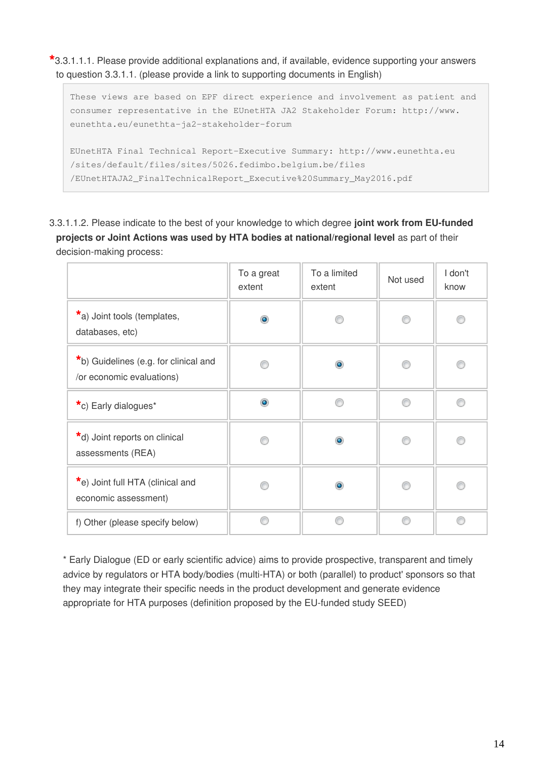*3.3.1.1.1. Please provide additional explanations and, if available, evidence supporting your answers to question 3.3.1.1. (please provide a link to supporting documents in English)

```
These views are based on EPF direct experience and involvement as patient and consumer representative in the EUnetHTA JA2 Stakeholder Forum: http://www.eunethta.eu/eunethta-ja2-stakeholder-forum

EUnetHTA Final Technical Report-Executive Summary: http://www.eunethta.eu/sites/default/files/sites/5026.fedimbo.belgium.be/files/EUnetHTAJA2_FinalTechnicalReport_Executive%20Summary_May2016.pdf
```

3.3.1.1.2. Please indicate to the best of your knowledge to which degree **joint work from EU-funded projects or Joint Actions was used by HTA bodies at national/regional level** as part of their decision-making process:

| | To a great extent | To a limited extent | Not used | I don't know |
|---|---|---|---|---|
| *a) Joint tools (templates, databases, etc) | ◉ | ○ | ○ | ○ |
| *b) Guidelines (e.g. for clinical and /or economic evaluations) | ○ | ◉ | ○ | ○ |
| *c) Early dialogues* | ◉ | ○ | ○ | ○ |
| *d) Joint reports on clinical assessments (REA) | ○ | ◉ | ○ | ○ |
| *e) Joint full HTA (clinical and economic assessment) | ○ | ◉ | ○ | ○ |
| f) Other (please specify below) | ○ | ○ | ○ | ○ |

* Early Dialogue (ED or early scientific advice) aims to provide prospective, transparent and timely advice by regulators or HTA body/bodies (multi-HTA) or both (parallel) to product' sponsors so that they may integrate their specific needs in the product development and generate evidence appropriate for HTA purposes (definition proposed by the EU-funded study SEED)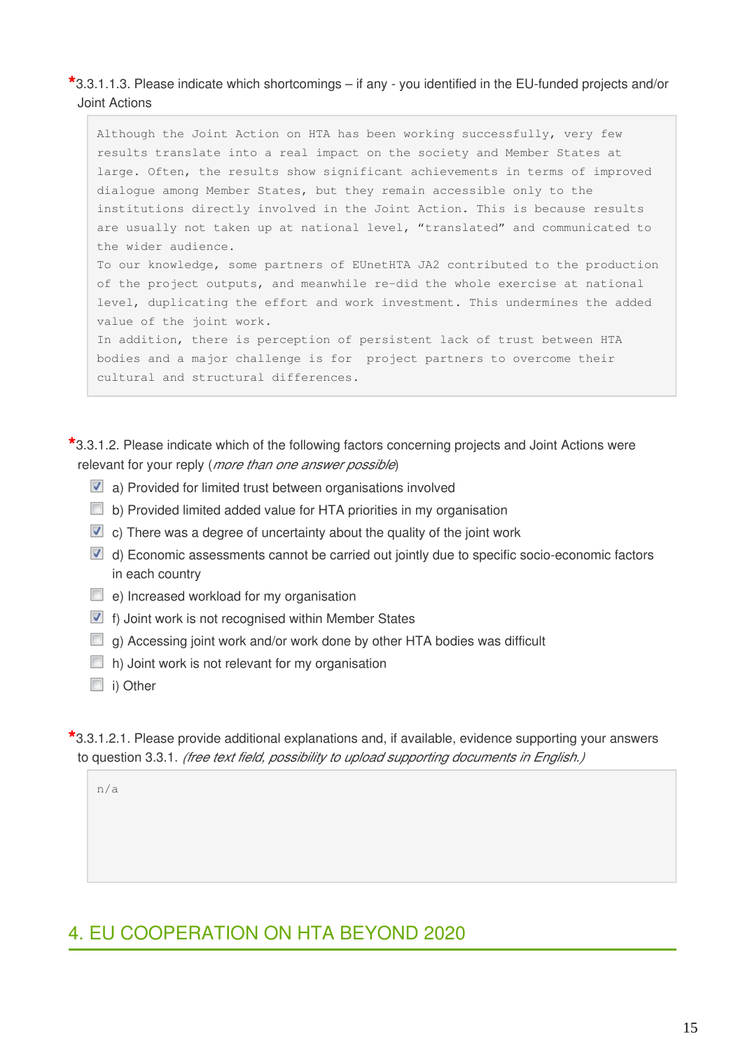*3.3.1.1.3. Please indicate which shortcomings – if any - you identified in the EU-funded projects and/or Joint Actions

```
Although the Joint Action on HTA has been working successfully, very few
results translate into a real impact on the society and Member States at
large. Often, the results show significant achievements in terms of improved
dialogue among Member States, but they remain accessible only to the
institutions directly involved in the Joint Action. This is because results
are usually not taken up at national level, "translated" and communicated to
the wider audience.
To our knowledge, some partners of EUnetHTA JA2 contributed to the production
of the project outputs, and meanwhile re-did the whole exercise at national
level, duplicating the effort and work investment. This undermines the added
value of the joint work.
In addition, there is perception of persistent lack of trust between HTA
bodies and a major challenge is for  project partners to overcome their
cultural and structural differences.
```

*3.3.1.2. Please indicate which of the following factors concerning projects and Joint Actions were relevant for your reply (*more than one answer possible*)

- [x] a) Provided for limited trust between organisations involved
- [ ] b) Provided limited added value for HTA priorities in my organisation
- [x] c) There was a degree of uncertainty about the quality of the joint work
- [x] d) Economic assessments cannot be carried out jointly due to specific socio-economic factors in each country
- [ ] e) Increased workload for my organisation
- [x] f) Joint work is not recognised within Member States
- [ ] g) Accessing joint work and/or work done by other HTA bodies was difficult
- [ ] h) Joint work is not relevant for my organisation
- [ ] i) Other

*3.3.1.2.1. Please provide additional explanations and, if available, evidence supporting your answers to question 3.3.1. *(free text field, possibility to upload supporting documents in English.)*

```
n/a
```

## 4. EU COOPERATION ON HTA BEYOND 2020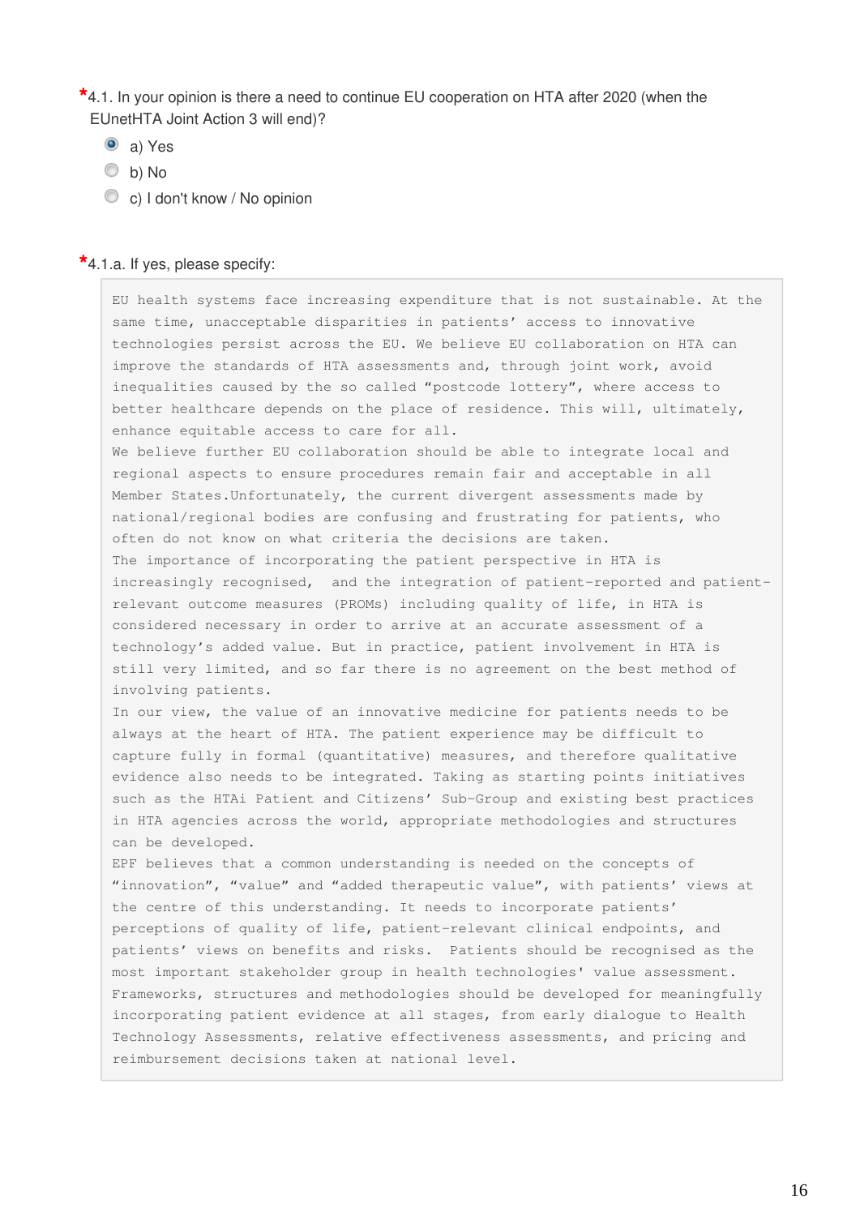*4.1. In your opinion is there a need to continue EU cooperation on HTA after 2020 (when the EUnetHTA Joint Action 3 will end)?

- (●) a) Yes
- ( ) b) No
- ( ) c) I don't know / No opinion

*4.1.a. If yes, please specify:

EU health systems face increasing expenditure that is not sustainable. At the same time, unacceptable disparities in patients' access to innovative technologies persist across the EU. We believe EU collaboration on HTA can improve the standards of HTA assessments and, through joint work, avoid inequalities caused by the so called "postcode lottery", where access to better healthcare depends on the place of residence. This will, ultimately, enhance equitable access to care for all.

We believe further EU collaboration should be able to integrate local and regional aspects to ensure procedures remain fair and acceptable in all Member States.Unfortunately, the current divergent assessments made by national/regional bodies are confusing and frustrating for patients, who often do not know on what criteria the decisions are taken.

The importance of incorporating the patient perspective in HTA is increasingly recognised, and the integration of patient-reported and patient-relevant outcome measures (PROMs) including quality of life, in HTA is considered necessary in order to arrive at an accurate assessment of a technology's added value. But in practice, patient involvement in HTA is still very limited, and so far there is no agreement on the best method of involving patients.

In our view, the value of an innovative medicine for patients needs to be always at the heart of HTA. The patient experience may be difficult to capture fully in formal (quantitative) measures, and therefore qualitative evidence also needs to be integrated. Taking as starting points initiatives such as the HTAi Patient and Citizens' Sub-Group and existing best practices in HTA agencies across the world, appropriate methodologies and structures can be developed.

EPF believes that a common understanding is needed on the concepts of "innovation", "value" and "added therapeutic value", with patients' views at the centre of this understanding. It needs to incorporate patients' perceptions of quality of life, patient-relevant clinical endpoints, and patients' views on benefits and risks. Patients should be recognised as the most important stakeholder group in health technologies' value assessment. Frameworks, structures and methodologies should be developed for meaningfully incorporating patient evidence at all stages, from early dialogue to Health Technology Assessments, relative effectiveness assessments, and pricing and reimbursement decisions taken at national level.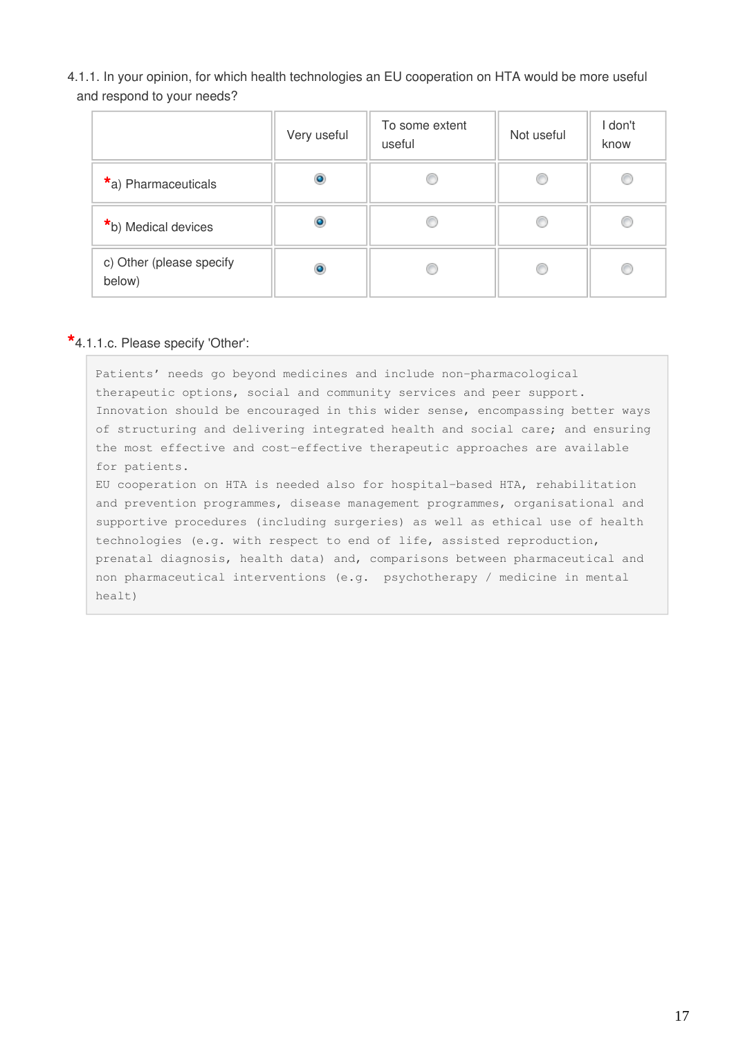4.1.1. In your opinion, for which health technologies an EU cooperation on HTA would be more useful and respond to your needs?

| | Very useful | To some extent useful | Not useful | I don't know |
|---|---|---|---|---|
| *a) Pharmaceuticals | ● | ○ | ○ | ○ |
| *b) Medical devices | ● | ○ | ○ | ○ |
| c) Other (please specify below) | ● | ○ | ○ | ○ |

*4.1.1.c. Please specify 'Other':

Patients' needs go beyond medicines and include non-pharmacological therapeutic options, social and community services and peer support. Innovation should be encouraged in this wider sense, encompassing better ways of structuring and delivering integrated health and social care; and ensuring the most effective and cost-effective therapeutic approaches are available for patients.
EU cooperation on HTA is needed also for hospital-based HTA, rehabilitation and prevention programmes, disease management programmes, organisational and supportive procedures (including surgeries) as well as ethical use of health technologies (e.g. with respect to end of life, assisted reproduction, prenatal diagnosis, health data) and, comparisons between pharmaceutical and non pharmaceutical interventions (e.g. psychotherapy / medicine in mental healt)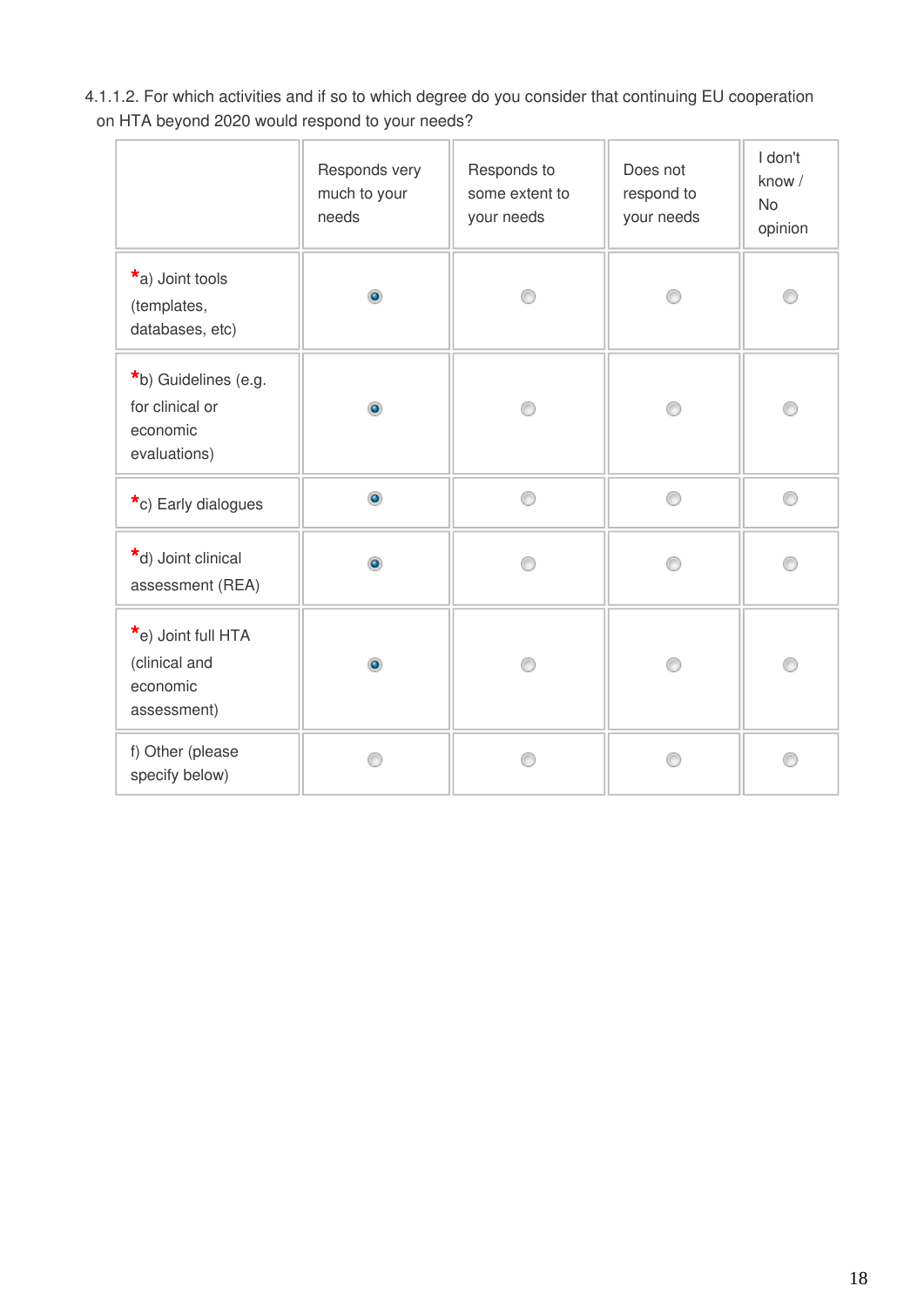4.1.1.2. For which activities and if so to which degree do you consider that continuing EU cooperation on HTA beyond 2020 would respond to your needs?

| | Responds very much to your needs | Responds to some extent to your needs | Does not respond to your needs | I don't know / No opinion |
|---|---|---|---|---|
| *a) Joint tools (templates, databases, etc) | ◉ | ○ | ○ | ○ |
| *b) Guidelines (e.g. for clinical or economic evaluations) | ◉ | ○ | ○ | ○ |
| *c) Early dialogues | ◉ | ○ | ○ | ○ |
| *d) Joint clinical assessment (REA) | ◉ | ○ | ○ | ○ |
| *e) Joint full HTA (clinical and economic assessment) | ◉ | ○ | ○ | ○ |
| f) Other (please specify below) | ○ | ○ | ○ | ○ |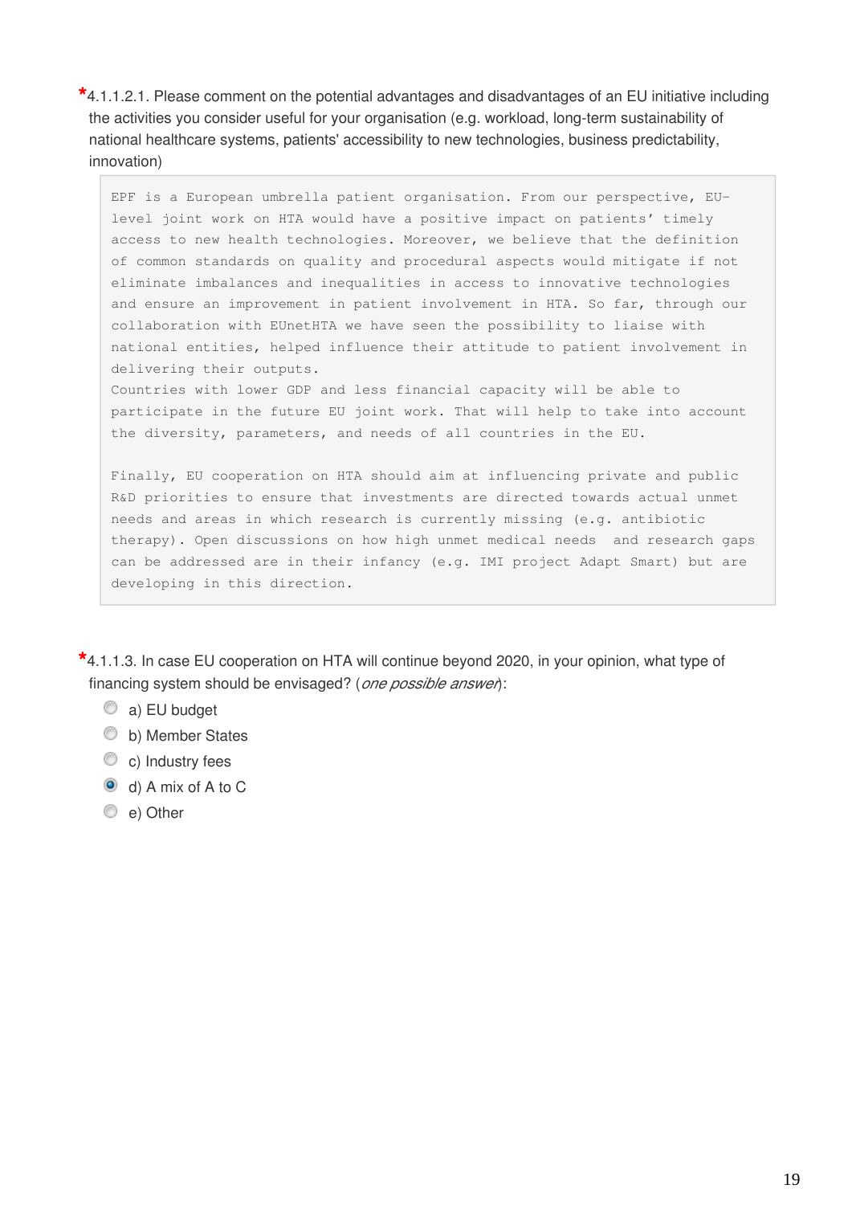*4.1.1.2.1. Please comment on the potential advantages and disadvantages of an EU initiative including the activities you consider useful for your organisation (e.g. workload, long-term sustainability of national healthcare systems, patients' accessibility to new technologies, business predictability, innovation)

```
EPF is a European umbrella patient organisation. From our perspective, EU-level joint work on HTA would have a positive impact on patients' timely access to new health technologies. Moreover, we believe that the definition of common standards on quality and procedural aspects would mitigate if not eliminate imbalances and inequalities in access to innovative technologies and ensure an improvement in patient involvement in HTA. So far, through our collaboration with EUnetHTA we have seen the possibility to liaise with national entities, helped influence their attitude to patient involvement in delivering their outputs.
Countries with lower GDP and less financial capacity will be able to participate in the future EU joint work. That will help to take into account the diversity, parameters, and needs of all countries in the EU.

Finally, EU cooperation on HTA should aim at influencing private and public R&D priorities to ensure that investments are directed towards actual unmet needs and areas in which research is currently missing (e.g. antibiotic therapy). Open discussions on how high unmet medical needs  and research gaps can be addressed are in their infancy (e.g. IMI project Adapt Smart) but are developing in this direction.
```

*4.1.1.3. In case EU cooperation on HTA will continue beyond 2020, in your opinion, what type of financing system should be envisaged? (*one possible answer*):

- ◯ a) EU budget
- ◯ b) Member States
- ◯ c) Industry fees
- ◉ d) A mix of A to C
- ◯ e) Other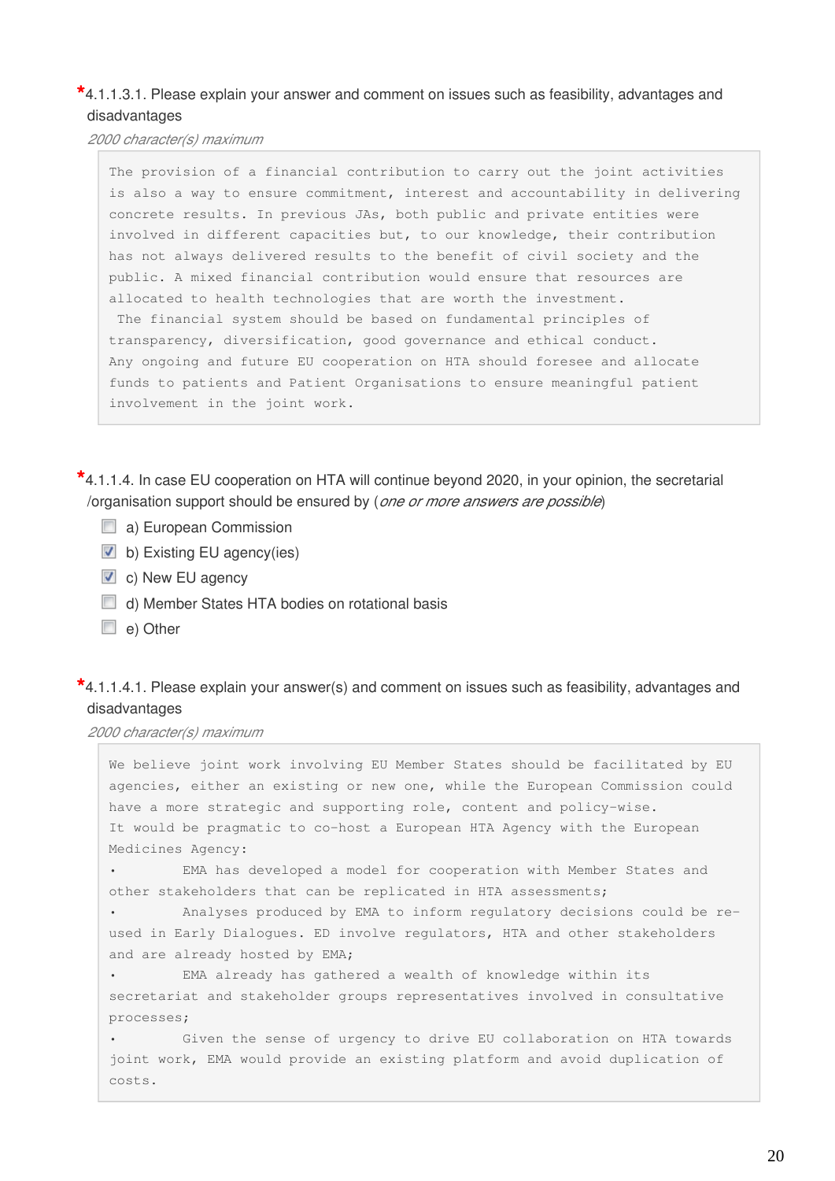*4.1.1.3.1. Please explain your answer and comment on issues such as feasibility, advantages and disadvantages

*2000 character(s) maximum*

> The provision of a financial contribution to carry out the joint activities is also a way to ensure commitment, interest and accountability in delivering concrete results. In previous JAs, both public and private entities were involved in different capacities but, to our knowledge, their contribution has not always delivered results to the benefit of civil society and the public. A mixed financial contribution would ensure that resources are allocated to health technologies that are worth the investment.
> The financial system should be based on fundamental principles of transparency, diversification, good governance and ethical conduct.
> Any ongoing and future EU cooperation on HTA should foresee and allocate funds to patients and Patient Organisations to ensure meaningful patient involvement in the joint work.

*4.1.1.4. In case EU cooperation on HTA will continue beyond 2020, in your opinion, the secretarial /organisation support should be ensured by (*one or more answers are possible*)

- [ ] a) European Commission
- [x] b) Existing EU agency(ies)
- [x] c) New EU agency
- [ ] d) Member States HTA bodies on rotational basis
- [ ] e) Other

*4.1.1.4.1. Please explain your answer(s) and comment on issues such as feasibility, advantages and disadvantages

*2000 character(s) maximum*

> We believe joint work involving EU Member States should be facilitated by EU agencies, either an existing or new one, while the European Commission could have a more strategic and supporting role, content and policy-wise.
> It would be pragmatic to co-host a European HTA Agency with the European Medicines Agency:
> - EMA has developed a model for cooperation with Member States and other stakeholders that can be replicated in HTA assessments;
> - Analyses produced by EMA to inform regulatory decisions could be re-used in Early Dialogues. ED involve regulators, HTA and other stakeholders and are already hosted by EMA;
> - EMA already has gathered a wealth of knowledge within its secretariat and stakeholder groups representatives involved in consultative processes;
> - Given the sense of urgency to drive EU collaboration on HTA towards joint work, EMA would provide an existing platform and avoid duplication of costs.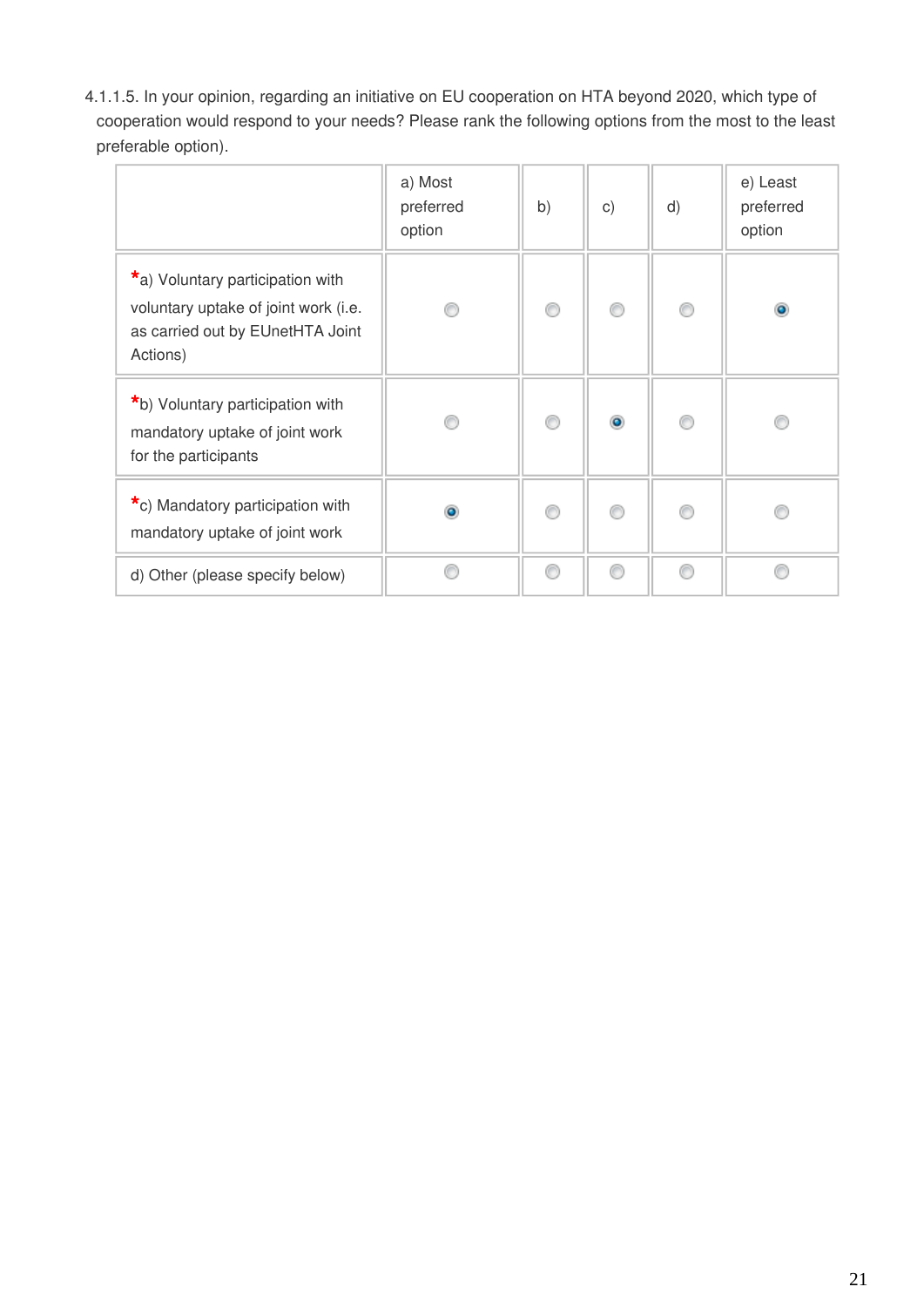4.1.1.5. In your opinion, regarding an initiative on EU cooperation on HTA beyond 2020, which type of cooperation would respond to your needs? Please rank the following options from the most to the least preferable option).

| | a) Most preferred option | b) | c) | d) | e) Least preferred option |
|---|---|---|---|---|---|
| *a) Voluntary participation with voluntary uptake of joint work (i.e. as carried out by EUnetHTA Joint Actions) | ○ | ○ | ○ | ○ | ● |
| *b) Voluntary participation with mandatory uptake of joint work for the participants | ○ | ○ | ● | ○ | ○ |
| *c) Mandatory participation with mandatory uptake of joint work | ● | ○ | ○ | ○ | ○ |
| d) Other (please specify below) | ○ | ○ | ○ | ○ | ○ |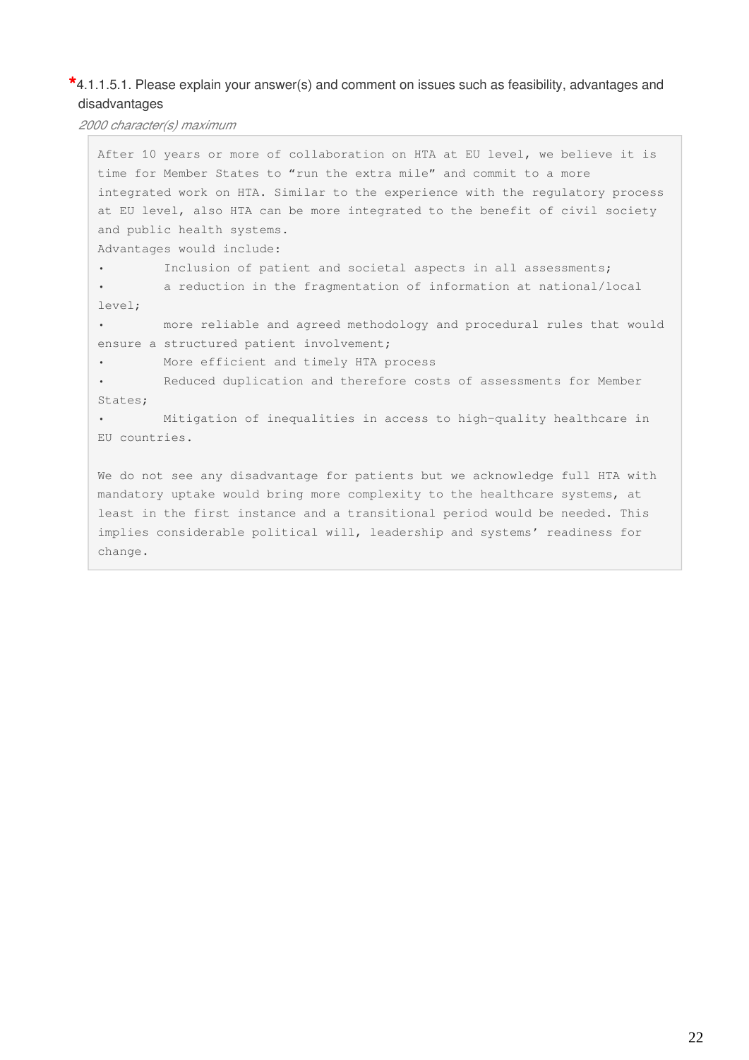\*4.1.1.5.1. Please explain your answer(s) and comment on issues such as feasibility, advantages and disadvantages

*2000 character(s) maximum*

After 10 years or more of collaboration on HTA at EU level, we believe it is time for Member States to "run the extra mile" and commit to a more integrated work on HTA. Similar to the experience with the regulatory process at EU level, also HTA can be more integrated to the benefit of civil society and public health systems.

Advantages would include:

- Inclusion of patient and societal aspects in all assessments;
- a reduction in the fragmentation of information at national/local level;
- more reliable and agreed methodology and procedural rules that would ensure a structured patient involvement;
- More efficient and timely HTA process
- Reduced duplication and therefore costs of assessments for Member States;
- Mitigation of inequalities in access to high-quality healthcare in EU countries.

We do not see any disadvantage for patients but we acknowledge full HTA with mandatory uptake would bring more complexity to the healthcare systems, at least in the first instance and a transitional period would be needed. This implies considerable political will, leadership and systems' readiness for change.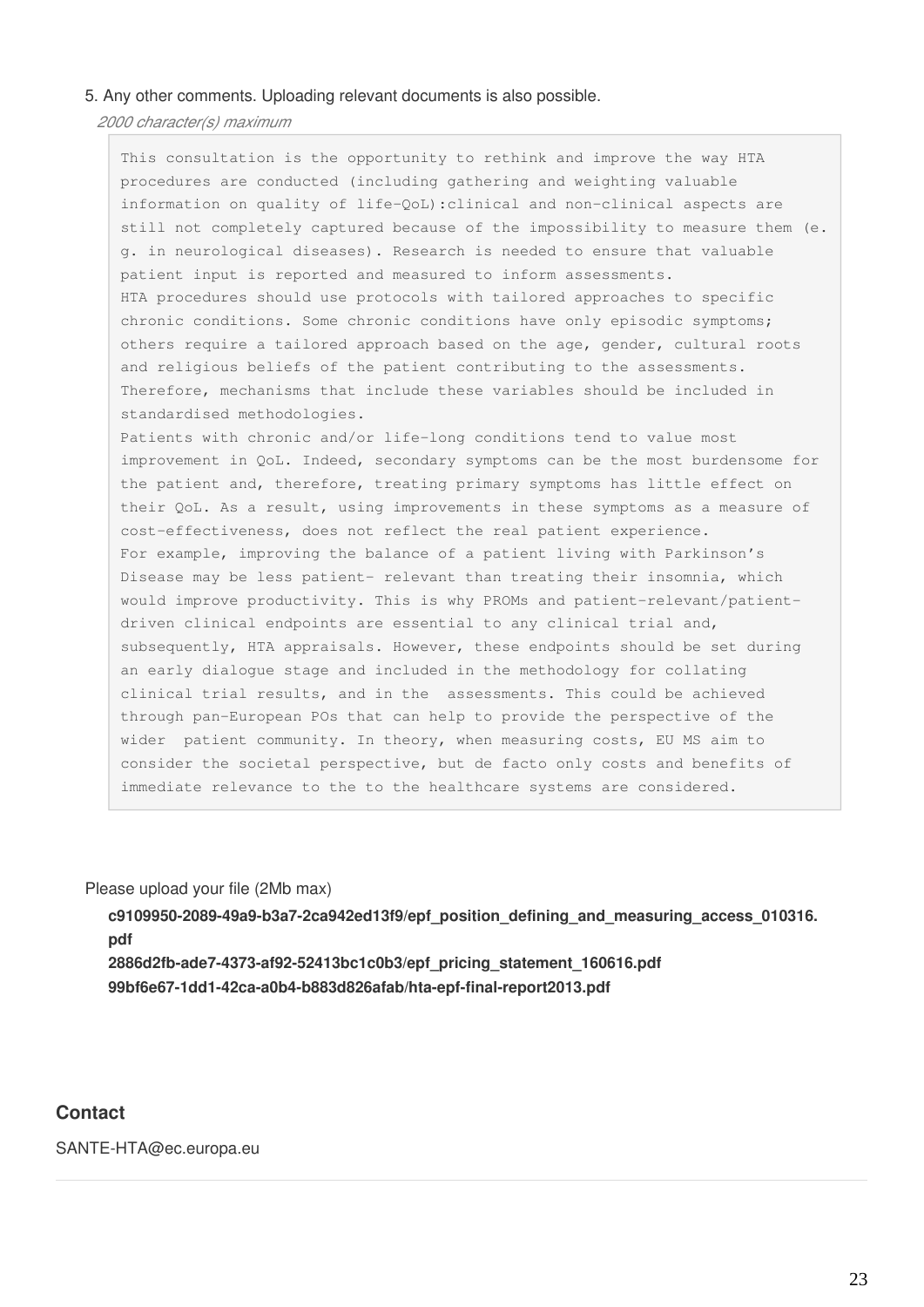5. Any other comments. Uploading relevant documents is also possible.

*2000 character(s) maximum*

```
This consultation is the opportunity to rethink and improve the way HTA
procedures are conducted (including gathering and weighting valuable
information on quality of life-QoL):clinical and non-clinical aspects are
still not completely captured because of the impossibility to measure them (e.
g. in neurological diseases). Research is needed to ensure that valuable
patient input is reported and measured to inform assessments.
HTA procedures should use protocols with tailored approaches to specific
chronic conditions. Some chronic conditions have only episodic symptoms;
others require a tailored approach based on the age, gender, cultural roots
and religious beliefs of the patient contributing to the assessments.
Therefore, mechanisms that include these variables should be included in
standardised methodologies.
Patients with chronic and/or life-long conditions tend to value most
improvement in QoL. Indeed, secondary symptoms can be the most burdensome for
the patient and, therefore, treating primary symptoms has little effect on
their QoL. As a result, using improvements in these symptoms as a measure of
cost-effectiveness, does not reflect the real patient experience.
For example, improving the balance of a patient living with Parkinson's
Disease may be less patient- relevant than treating their insomnia, which
would improve productivity. This is why PROMs and patient-relevant/patient-
driven clinical endpoints are essential to any clinical trial and,
subsequently, HTA appraisals. However, these endpoints should be set during
an early dialogue stage and included in the methodology for collating
clinical trial results, and in the  assessments. This could be achieved
through pan-European POs that can help to provide the perspective of the
wider  patient community. In theory, when measuring costs, EU MS aim to
consider the societal perspective, but de facto only costs and benefits of
immediate relevance to the to the healthcare systems are considered.
```

Please upload your file (2Mb max)

**c9109950-2089-49a9-b3a7-2ca942ed13f9/epf_position_defining_and_measuring_access_010316.pdf**

**2886d2fb-ade7-4373-af92-52413bc1c0b3/epf_pricing_statement_160616.pdf**

**99bf6e67-1dd1-42ca-a0b4-b883d826afab/hta-epf-final-report2013.pdf**

## Contact

SANTE-HTA@ec.europa.eu